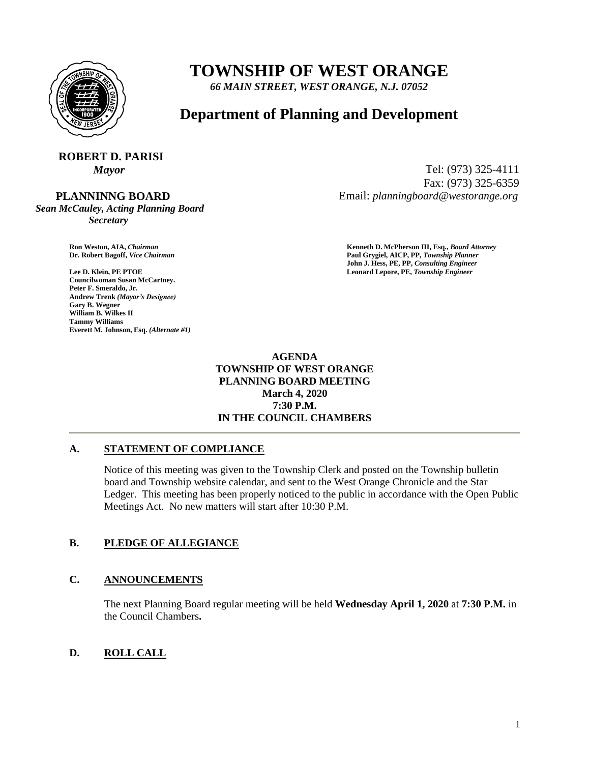# TOWNSHIP OF WEST ORANGE

*66 MAIN STREET, WEST ORANGE, N.J. 07052*

## Department of Planning and Development

**ROBERT D. PARISI**
*Mayor*

Tel: (973) 325-4111
Fax: (973) 325-6359
Email: *planningboard@westorange.org*

**PLANNINNG BOARD**
*Sean McCauley, Acting Planning Board Secretary*

**Ron Weston, AIA,** ***Chairman***
**Dr. Robert Bagoff,** ***Vice Chairman***

**Lee D. Klein, PE PTOE**
**Councilwoman Susan McCartney.**
**Peter F. Smeraldo, Jr.**
**Andrew Trenk** ***(Mayor's Designee)***
**Gary B. Wegner**
**William B. Wilkes II**
**Tammy Williams**
**Everett M. Johnson, Esq.** ***(Alternate #1)***

**Kenneth D. McPherson III, Esq.,** ***Board Attorney***
**Paul Grygiel, AICP, PP,** ***Township Planner***
**John J. Hess, PE, PP,** ***Consulting Engineer***
**Leonard Lepore, PE,** ***Township Engineer***

**AGENDA**
**TOWNSHIP OF WEST ORANGE**
**PLANNING BOARD MEETING**
**March 4, 2020**
**7:30 P.M.**
**IN THE COUNCIL CHAMBERS**

---

## A. STATEMENT OF COMPLIANCE

Notice of this meeting was given to the Township Clerk and posted on the Township bulletin board and Township website calendar, and sent to the West Orange Chronicle and the Star Ledger. This meeting has been properly noticed to the public in accordance with the Open Public Meetings Act. No new matters will start after 10:30 P.M.

## B. PLEDGE OF ALLEGIANCE

## C. ANNOUNCEMENTS

The next Planning Board regular meeting will be held **Wednesday April 1, 2020** at **7:30 P.M.** in the Council Chambers**.**

## D. ROLL CALL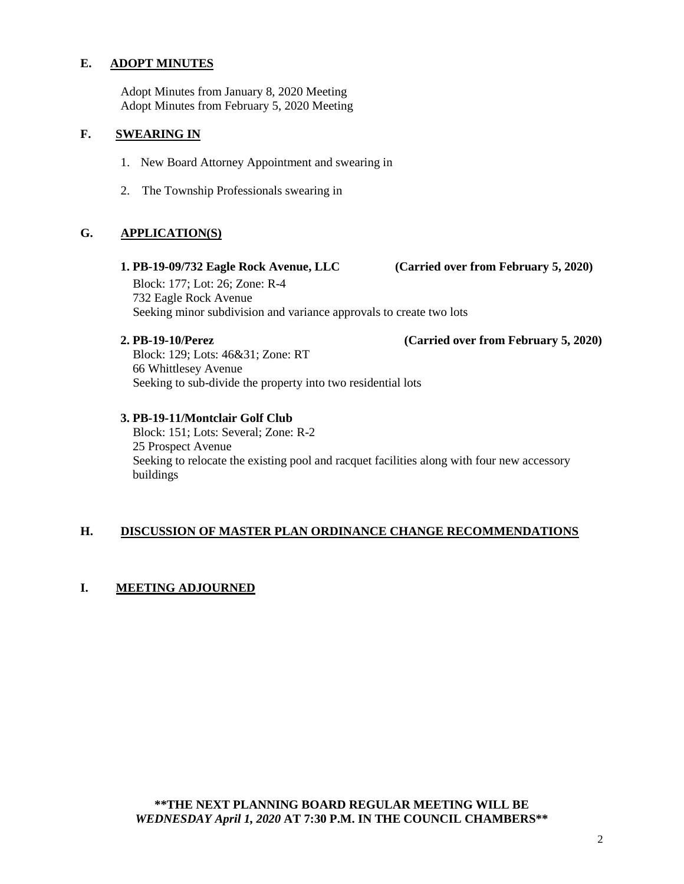## E. ADOPT MINUTES

Adopt Minutes from January 8, 2020 Meeting
Adopt Minutes from February 5, 2020 Meeting

## F. SWEARING IN

1. New Board Attorney Appointment and swearing in
2. The Township Professionals swearing in

## G. APPLICATION(S)

**1. PB-19-09/732 Eagle Rock Avenue, LLC** **(Carried over from February 5, 2020)**

Block: 177; Lot: 26; Zone: R-4
732 Eagle Rock Avenue
Seeking minor subdivision and variance approvals to create two lots

**2. PB-19-10/Perez** **(Carried over from February 5, 2020)**

Block: 129; Lots: 46&31; Zone: RT
66 Whittlesey Avenue
Seeking to sub-divide the property into two residential lots

**3. PB-19-11/Montclair Golf Club**

Block: 151; Lots: Several; Zone: R-2
25 Prospect Avenue
Seeking to relocate the existing pool and racquet facilities along with four new accessory buildings

## H. DISCUSSION OF MASTER PLAN ORDINANCE CHANGE RECOMMENDATIONS

## I. MEETING ADJOURNED

**\*\*THE NEXT PLANNING BOARD REGULAR MEETING WILL BE *WEDNESDAY April 1, 2020* AT 7:30 P.M. IN THE COUNCIL CHAMBERS\*\***